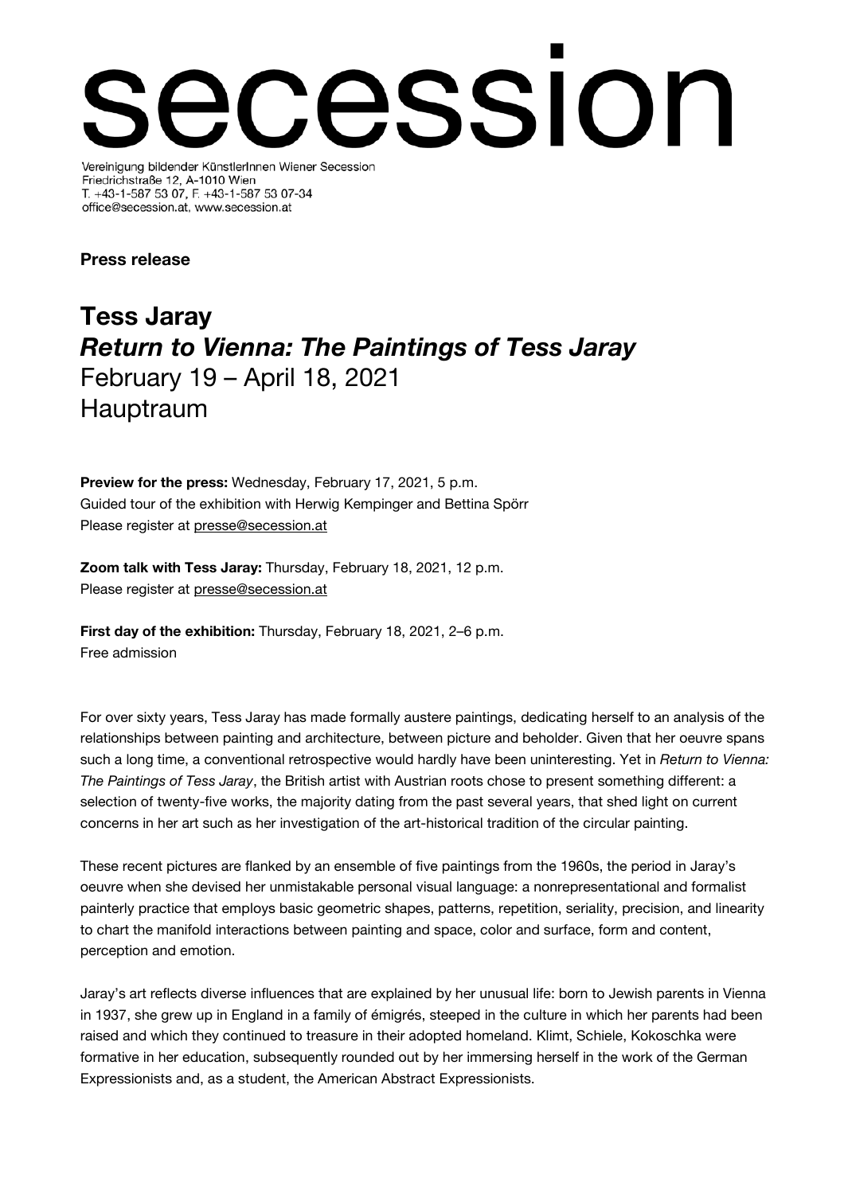# secession

Vereinigung bildender KünstlerInnen Wiener Secession
Friedrichstraße 12, A-1010 Wien
T. +43-1-587 53 07, F. +43-1-587 53 07-34
office@secession.at, www.secession.at

**Press release**

## Tess Jaray
## *Return to Vienna: The Paintings of Tess Jaray*
February 19 – April 18, 2021
Hauptraum

**Preview for the press:** Wednesday, February 17, 2021, 5 p.m.
Guided tour of the exhibition with Herwig Kempinger and Bettina Spörr
Please register at presse@secession.at

**Zoom talk with Tess Jaray:** Thursday, February 18, 2021, 12 p.m.
Please register at presse@secession.at

**First day of the exhibition:** Thursday, February 18, 2021, 2–6 p.m.
Free admission

For over sixty years, Tess Jaray has made formally austere paintings, dedicating herself to an analysis of the relationships between painting and architecture, between picture and beholder. Given that her oeuvre spans such a long time, a conventional retrospective would hardly have been uninteresting. Yet in *Return to Vienna: The Paintings of Tess Jaray*, the British artist with Austrian roots chose to present something different: a selection of twenty-five works, the majority dating from the past several years, that shed light on current concerns in her art such as her investigation of the art-historical tradition of the circular painting.

These recent pictures are flanked by an ensemble of five paintings from the 1960s, the period in Jaray's oeuvre when she devised her unmistakable personal visual language: a nonrepresentational and formalist painterly practice that employs basic geometric shapes, patterns, repetition, seriality, precision, and linearity to chart the manifold interactions between painting and space, color and surface, form and content, perception and emotion.

Jaray's art reflects diverse influences that are explained by her unusual life: born to Jewish parents in Vienna in 1937, she grew up in England in a family of émigrés, steeped in the culture in which her parents had been raised and which they continued to treasure in their adopted homeland. Klimt, Schiele, Kokoschka were formative in her education, subsequently rounded out by her immersing herself in the work of the German Expressionists and, as a student, the American Abstract Expressionists.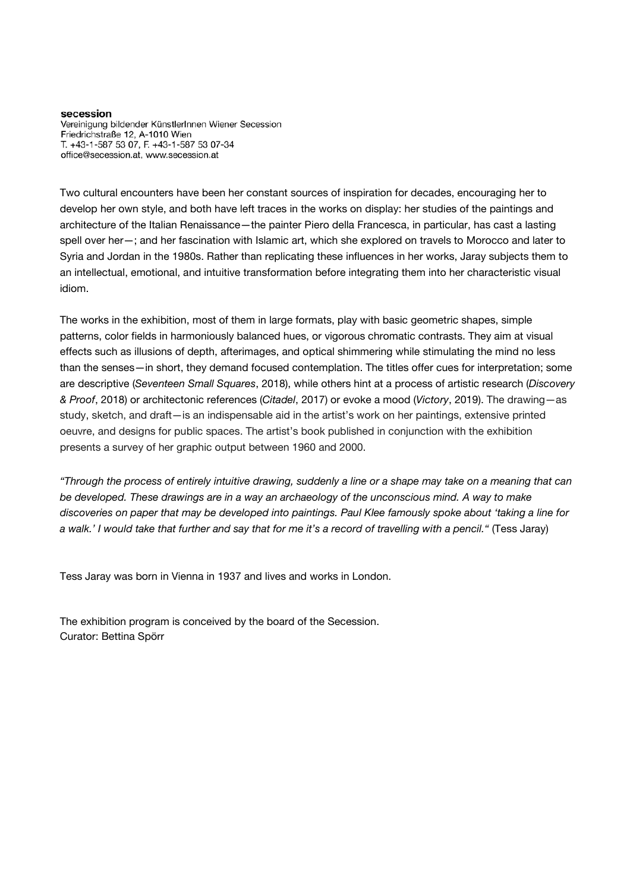Two cultural encounters have been her constant sources of inspiration for decades, encouraging her to develop her own style, and both have left traces in the works on display: her studies of the paintings and architecture of the Italian Renaissance—the painter Piero della Francesca, in particular, has cast a lasting spell over her—; and her fascination with Islamic art, which she explored on travels to Morocco and later to Syria and Jordan in the 1980s. Rather than replicating these influences in her works, Jaray subjects them to an intellectual, emotional, and intuitive transformation before integrating them into her characteristic visual idiom.

The works in the exhibition, most of them in large formats, play with basic geometric shapes, simple patterns, color fields in harmoniously balanced hues, or vigorous chromatic contrasts. They aim at visual effects such as illusions of depth, afterimages, and optical shimmering while stimulating the mind no less than the senses—in short, they demand focused contemplation. The titles offer cues for interpretation; some are descriptive (*Seventeen Small Squares*, 2018), while others hint at a process of artistic research (*Discovery & Proof*, 2018) or architectonic references (*Citadel*, 2017) or evoke a mood (*Victory*, 2019). The drawing—as study, sketch, and draft—is an indispensable aid in the artist's work on her paintings, extensive printed oeuvre, and designs for public spaces. The artist's book published in conjunction with the exhibition presents a survey of her graphic output between 1960 and 2000.

*"Through the process of entirely intuitive drawing, suddenly a line or a shape may take on a meaning that can be developed. These drawings are in a way an archaeology of the unconscious mind. A way to make discoveries on paper that may be developed into paintings. Paul Klee famously spoke about 'taking a line for a walk.' I would take that further and say that for me it's a record of travelling with a pencil."* (Tess Jaray)

Tess Jaray was born in Vienna in 1937 and lives and works in London.

The exhibition program is conceived by the board of the Secession.
Curator: Bettina Spörr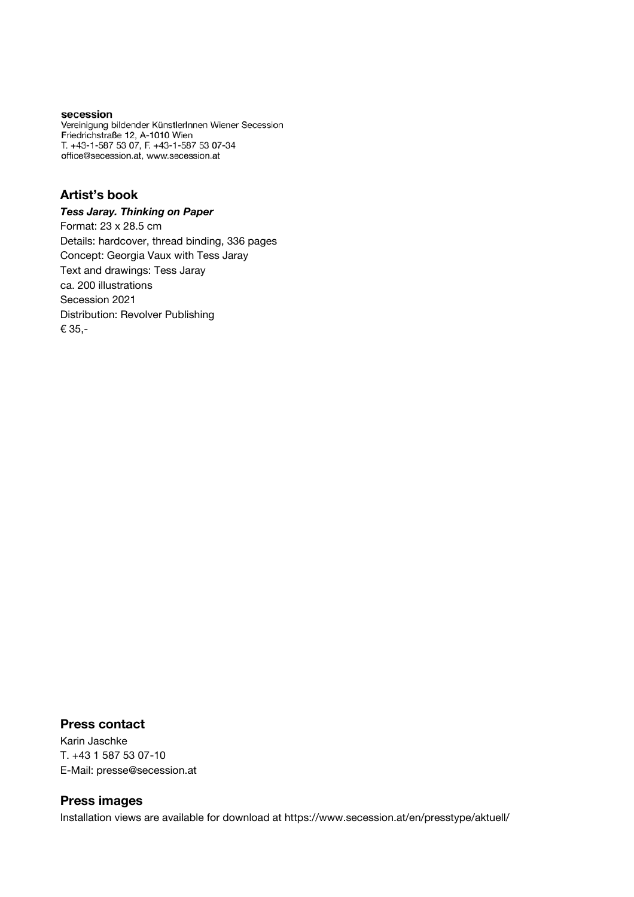**secession**
Vereinigung bildender KünstlerInnen Wiener Secession
Friedrichstraße 12, A-1010 Wien
T. +43-1-587 53 07, F. +43-1-587 53 07-34
office@secession.at, www.secession.at

## Artist's book

***Tess Jaray. Thinking on Paper***
Format: 23 x 28.5 cm
Details: hardcover, thread binding, 336 pages
Concept: Georgia Vaux with Tess Jaray
Text and drawings: Tess Jaray
ca. 200 illustrations
Secession 2021
Distribution: Revolver Publishing
€ 35,-

## Press contact

Karin Jaschke
T. +43 1 587 53 07-10
E-Mail: presse@secession.at

## Press images

Installation views are available for download at https://www.secession.at/en/presstype/aktuell/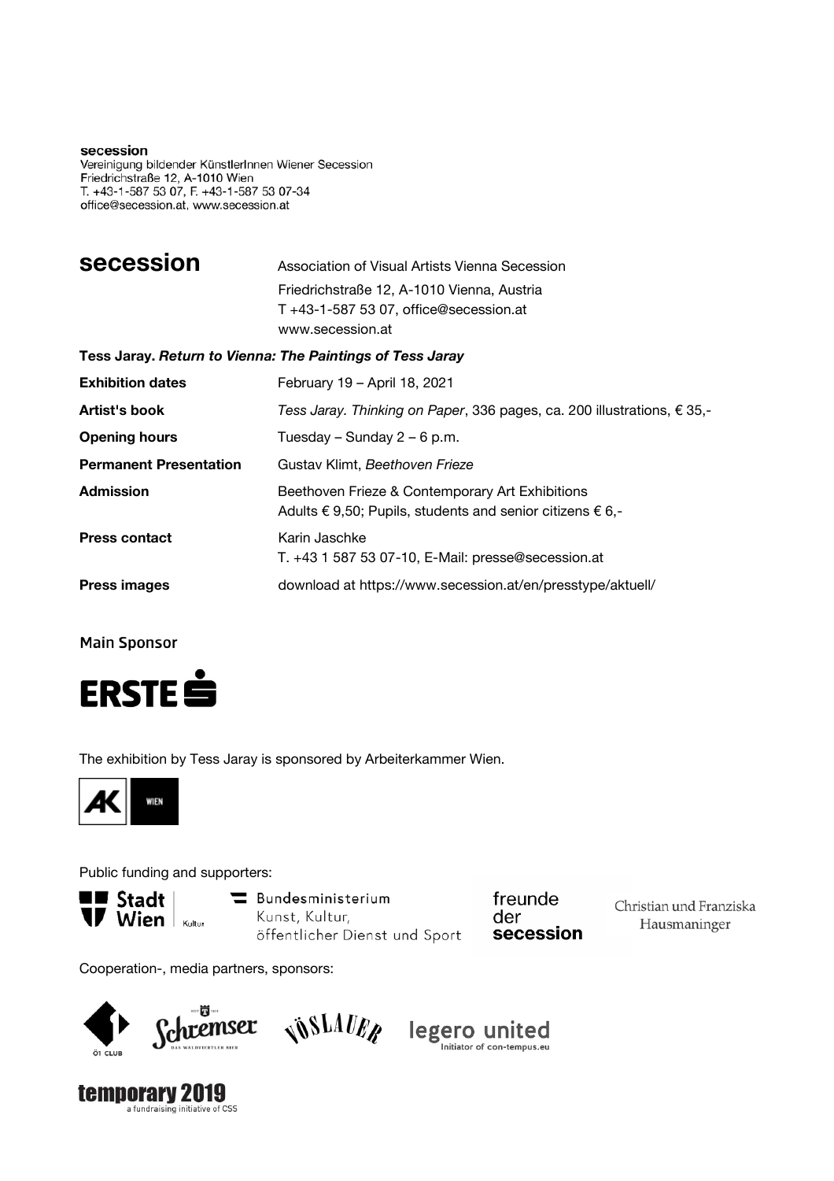**secession**
Vereinigung bildender KünstlerInnen Wiener Secession
Friedrichstraße 12, A-1010 Wien
T. +43-1-587 53 07, F. +43-1-587 53 07-34
office@secession.at, www.secession.at

| | |
|---|---|
| **secession** | Association of Visual Artists Vienna Secession<br>Friedrichstraße 12, A-1010 Vienna, Austria<br>T +43-1-587 53 07, office@secession.at<br>www.secession.at |

**Tess Jaray. *Return to Vienna: The Paintings of Tess Jaray***

| | |
|---|---|
| **Exhibition dates** | February 19 – April 18, 2021 |
| **Artist's book** | *Tess Jaray. Thinking on Paper*, 336 pages, ca. 200 illustrations, € 35,- |
| **Opening hours** | Tuesday – Sunday 2 – 6 p.m. |
| **Permanent Presentation** | Gustav Klimt, *Beethoven Frieze* |
| **Admission** | Beethoven Frieze & Contemporary Art Exhibitions<br>Adults € 9,50; Pupils, students and senior citizens € 6,- |
| **Press contact** | Karin Jaschke<br>T. +43 1 587 53 07-10, E-Mail: presse@secession.at |
| **Press images** | download at https://www.secession.at/en/presstype/aktuell/ |

Main Sponsor

ERSTE

The exhibition by Tess Jaray is sponsored by Arbeiterkammer Wien.

AK WIEN

Public funding and supporters:

Stadt Wien Kultur
Bundesministerium Kunst, Kultur, öffentlicher Dienst und Sport
freunde der secession
Christian und Franziska Hausmaninger

Cooperation-, media partners, sponsors:

Ö1 CLUB
Schremser
VÖSLAUER
legero united — Initiator of con-tempus.eu
temporary 2019 — a fundraising initiative of CSS